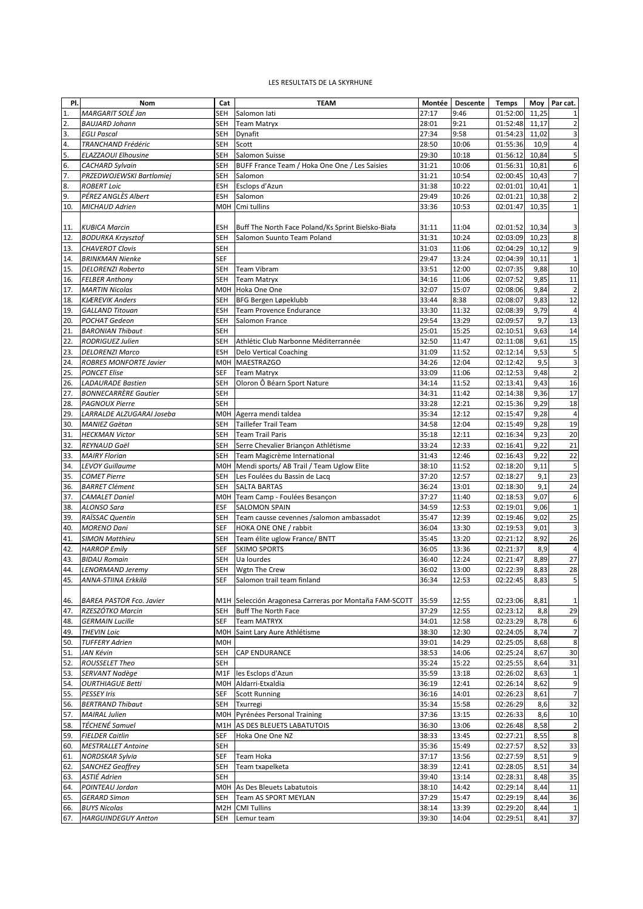LES RESULTATS DE LA SKYRHUNE

| Pl. | Nom | Cat | TEAM | Montée | Descente | Temps | Moy | Par cat. |
|---|---|---|---|---|---|---|---|---|
| 1. | *MARGARIT SOLÉ Jan* | SEH | Salomon Iati | 27:17 | 9:46 | 01:52:00 | 11,25 | 1 |
| 2. | *BAUJARD Johann* | SEH | Team Matryx | 28:01 | 9:21 | 01:52:48 | 11,17 | 2 |
| 3. | *EGLI Pascal* | SEH | Dynafit | 27:34 | 9:58 | 01:54:23 | 11,02 | 3 |
| 4. | *TRANCHAND Frédéric* | SEH | Scott | 28:50 | 10:06 | 01:55:36 | 10,9 | 4 |
| 5. | *ELAZZAOUI Elhousine* | SEH | Salomon Suisse | 29:30 | 10:18 | 01:56:12 | 10,84 | 5 |
| 6. | *CACHARD Sylvain* | SEH | BUFF France Team / Hoka One One / Les Saisies | 31:21 | 10:06 | 01:56:31 | 10,81 | 6 |
| 7. | *PRZEDWOJEWSKI Bartlomiej* | SEH | Salomon | 31:21 | 10:54 | 02:00:45 | 10,43 | 7 |
| 8. | *ROBERT Loic* | ESH | Esclops d'Azun | 31:38 | 10:22 | 02:01:01 | 10,41 | 1 |
| 9. | *PÉREZ ANGLÈS Albert* | ESH | Salomon | 29:49 | 10:26 | 02:01:21 | 10,38 | 2 |
| 10. | *MICHAUD Adrien* | M0H | Cmi tullins | 33:36 | 10:53 | 02:01:47 | 10,35 | 1 |
| 11. | *KUBICA Marcin* | ESH | Buff The North Face Poland/Ks Sprint Bielsko-Biała | 31:11 | 11:04 | 02:01:52 | 10,34 | 3 |
| 12. | *BODURKA Krzysztof* | SEH | Salomon Suunto Team Poland | 31:31 | 10:24 | 02:03:09 | 10,23 | 8 |
| 13. | *CHAVEROT Clovis* | SEH | | 31:03 | 11:06 | 02:04:29 | 10,12 | 9 |
| 14. | *BRINKMAN Nienke* | SEF | | 29:47 | 13:24 | 02:04:39 | 10,11 | 1 |
| 15. | *DELORENZI Roberto* | SEH | Team Vibram | 33:51 | 12:00 | 02:07:35 | 9,88 | 10 |
| 16. | *FELBER Anthony* | SEH | Team Matryx | 34:16 | 11:06 | 02:07:52 | 9,85 | 11 |
| 17. | *MARTIN Nicolas* | M0H | Hoka One One | 32:07 | 15:07 | 02:08:06 | 9,84 | 2 |
| 18. | *KJÆREVIK Anders* | SEH | BFG Bergen Løpeklubb | 33:44 | 8:38 | 02:08:07 | 9,83 | 12 |
| 19. | *GALLAND Titouan* | ESH | Team Provence Endurance | 33:30 | 11:32 | 02:08:39 | 9,79 | 4 |
| 20. | *POCHAT Gedeon* | SEH | Salomon France | 29:54 | 13:29 | 02:09:57 | 9,7 | 13 |
| 21. | *BARONIAN Thibaut* | SEH | | 25:01 | 15:25 | 02:10:51 | 9,63 | 14 |
| 22. | *RODRIGUEZ Julien* | SEH | Athlétic Club Narbonne Méditerrannée | 32:50 | 11:47 | 02:11:08 | 9,61 | 15 |
| 23. | *DELORENZI Marco* | ESH | Delo Vertical Coaching | 31:09 | 11:52 | 02:12:14 | 9,53 | 5 |
| 24. | *ROBRES MONFORTE Javier* | M0H | MAESTRAZGO | 34:26 | 12:04 | 02:12:42 | 9,5 | 3 |
| 25. | *PONCET Elise* | SEF | Team Matryx | 33:09 | 11:06 | 02:12:53 | 9,48 | 2 |
| 26. | *LADAURADE Bastien* | SEH | Oloron Ô Béarn Sport Nature | 34:14 | 11:52 | 02:13:41 | 9,43 | 16 |
| 27. | *BONNECARRÈRE Gautier* | SEH | | 34:31 | 11:42 | 02:14:38 | 9,36 | 17 |
| 28. | *PAGNOUX Pierre* | SEH | | 33:28 | 12:21 | 02:15:36 | 9,29 | 18 |
| 29. | *LARRALDE ALZUGARAI Joseba* | M0H | Agerra mendi taldea | 35:34 | 12:12 | 02:15:47 | 9,28 | 4 |
| 30. | *MANIEZ Gaëtan* | SEH | Taillefer Trail Team | 34:58 | 12:04 | 02:15:49 | 9,28 | 19 |
| 31. | *HECKMAN Victor* | SEH | Team Trail Paris | 35:18 | 12:11 | 02:16:34 | 9,23 | 20 |
| 32. | *REYNAUD Gaël* | SEH | Serre Chevalier Briançon Athlétisme | 33:24 | 12:33 | 02:16:41 | 9,22 | 21 |
| 33. | *MAIRY Florian* | SEH | Team Magicrème International | 31:43 | 12:46 | 02:16:43 | 9,22 | 22 |
| 34. | *LEVOY Guillaume* | M0H | Mendi sports/ AB Trail / Team Uglow Elite | 38:10 | 11:52 | 02:18:20 | 9,11 | 5 |
| 35. | *COMET Pierre* | SEH | Les Foulées du Bassin de Lacq | 37:20 | 12:57 | 02:18:27 | 9,1 | 23 |
| 36. | *BARRET Clément* | SEH | SALTA BARTAS | 36:24 | 13:01 | 02:18:30 | 9,1 | 24 |
| 37. | *CAMALET Daniel* | M0H | Team Camp - Foulées Besançon | 37:27 | 11:40 | 02:18:53 | 9,07 | 6 |
| 38. | *ALONSO Sara* | ESF | SALOMON SPAIN | 34:59 | 12:53 | 02:19:01 | 9,06 | 1 |
| 39. | *RAÏSSAC Quentin* | SEH | Team causse cevennes /salomon ambassadot | 35:47 | 12:39 | 02:19:46 | 9,02 | 25 |
| 40. | *MORENO Dani* | SEF | HOKA ONE ONE / rabbit | 36:04 | 13:30 | 02:19:53 | 9,01 | 3 |
| 41. | *SIMON Matthieu* | SEH | Team élite uglow France/ BNTT | 35:45 | 13:20 | 02:21:12 | 8,92 | 26 |
| 42. | *HARROP Emily* | SEF | SKIMO SPORTS | 36:05 | 13:36 | 02:21:37 | 8,9 | 4 |
| 43. | *BIDAU Romain* | SEH | Ua lourdes | 36:40 | 12:24 | 02:21:47 | 8,89 | 27 |
| 44. | *LENORMAND Jeremy* | SEH | Wgtn The Crew | 36:02 | 13:00 | 02:22:39 | 8,83 | 28 |
| 45. | *ANNA-STIINA Erkkilä* | SEF | Salomon trail team finland | 36:34 | 12:53 | 02:22:45 | 8,83 | 5 |
| 46. | *BAREA PASTOR Fco. Javier* | M1H | Selección Aragonesa Carreras por Montaña FAM-SCOTT | 35:59 | 12:55 | 02:23:06 | 8,81 | 1 |
| 47. | *RZESZÓTKO Marcin* | SEH | Buff The North Face | 37:29 | 12:55 | 02:23:12 | 8,8 | 29 |
| 48. | *GERMAIN Lucille* | SEF | Team MATRYX | 34:01 | 12:58 | 02:23:29 | 8,78 | 6 |
| 49. | *THEVIN Loic* | M0H | Saint Lary Aure Athlétisme | 38:30 | 12:30 | 02:24:05 | 8,74 | 7 |
| 50. | *TUFFERY Adrien* | M0H | | 39:01 | 14:29 | 02:25:05 | 8,68 | 8 |
| 51. | *JAN Kévin* | SEH | CAP ENDURANCE | 38:53 | 14:06 | 02:25:24 | 8,67 | 30 |
| 52. | *ROUSSELET Theo* | SEH | | 35:24 | 15:22 | 02:25:55 | 8,64 | 31 |
| 53. | *SERVANT Nadège* | M1F | les Esclops d'Azun | 35:59 | 13:18 | 02:26:02 | 8,63 | 1 |
| 54. | *OURTHIAGUE Betti* | M0H | Aldarri-Etxaldia | 36:19 | 12:41 | 02:26:14 | 8,62 | 9 |
| 55. | *PESSEY Iris* | SEF | Scott Running | 36:16 | 14:01 | 02:26:23 | 8,61 | 7 |
| 56. | *BERTRAND Thibaut* | SEH | Txurregi | 35:34 | 15:58 | 02:26:29 | 8,6 | 32 |
| 57. | *MAIRAL Julien* | M0H | Pyrénées Personal Training | 37:36 | 13:15 | 02:26:33 | 8,6 | 10 |
| 58. | *TÉCHENÉ Samuel* | M1H | AS DES BLEUETS LABATUTOIS | 36:30 | 13:06 | 02:26:48 | 8,58 | 2 |
| 59. | *FIELDER Caitlin* | SEF | Hoka One One NZ | 38:33 | 13:45 | 02:27:21 | 8,55 | 8 |
| 60. | *MESTRALLET Antoine* | SEH | | 35:36 | 15:49 | 02:27:57 | 8,52 | 33 |
| 61. | *NORDSKAR Sylvia* | SEF | Team Hoka | 37:17 | 13:56 | 02:27:59 | 8,51 | 9 |
| 62. | *SANCHEZ Geoffrey* | SEH | Team txapelketa | 38:39 | 12:41 | 02:28:05 | 8,51 | 34 |
| 63. | *ASTIÉ Adrien* | SEH | | 39:40 | 13:14 | 02:28:31 | 8,48 | 35 |
| 64. | *POINTEAU Jordan* | M0H | As Des Bleuets Labatutois | 38:10 | 14:42 | 02:29:14 | 8,44 | 11 |
| 65. | *GERARD Simon* | SEH | Team AS SPORT MEYLAN | 37:29 | 15:47 | 02:29:19 | 8,44 | 36 |
| 66. | *BUYS Nicolas* | M2H | CMI Tullins | 38:14 | 13:39 | 02:29:20 | 8,44 | 1 |
| 67. | *HARGUINDEGUY Antton* | SEH | Lemur team | 39:30 | 14:04 | 02:29:51 | 8,41 | 37 |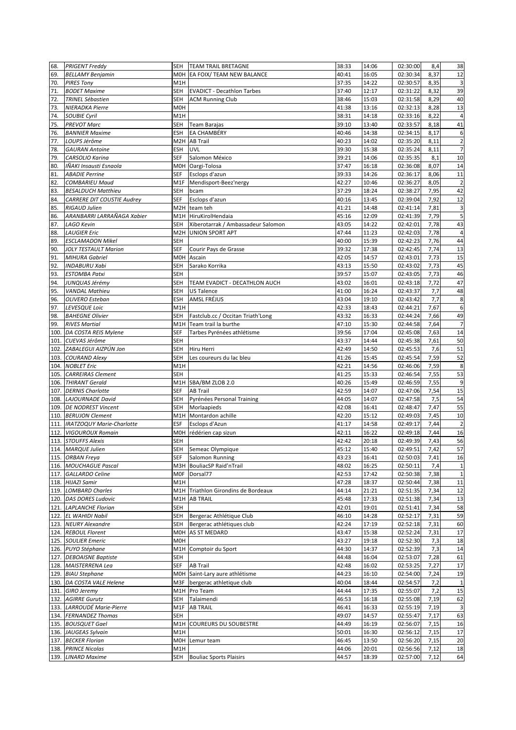| 68. | *PRIGENT Freddy* | SEH | TEAM TRAIL BRETAGNE | 38:33 | 14:06 | 02:30:00 | 8,4 | 38 |
|---|---|---|---|---|---|---|---|---|
| 69. | *BELLAMY Benjamin* | M0H | EA FOIX/ TEAM NEW BALANCE | 40:41 | 16:05 | 02:30:34 | 8,37 | 12 |
| 70. | *PIRES Tony* | M1H | | 37:35 | 14:22 | 02:30:57 | 8,35 | 3 |
| 71. | *BODET Maxime* | SEH | EVADICT - Decathlon Tarbes | 37:40 | 12:17 | 02:31:22 | 8,32 | 39 |
| 72. | *TRINEL Sébastien* | SEH | ACM Running Club | 38:46 | 15:03 | 02:31:58 | 8,29 | 40 |
| 73. | *NIERADKA Pierre* | M0H | | 41:38 | 13:16 | 02:32:13 | 8,28 | 13 |
| 74. | *SOUBIE Cyril* | M1H | | 38:31 | 14:18 | 02:33:16 | 8,22 | 4 |
| 75. | *PREVOT Marc* | SEH | Team Barajas | 39:10 | 13:40 | 02:33:57 | 8,18 | 41 |
| 76. | *BANNIER Maxime* | ESH | EA CHAMBÉRY | 40:46 | 14:38 | 02:34:15 | 8,17 | 6 |
| 77. | *LOUPS Jérôme* | M2H | AB Trail | 40:23 | 14:02 | 02:35:20 | 8,11 | 2 |
| 78. | *GAURAN Antoine* | ESH | UVL | 39:30 | 15:38 | 02:35:24 | 8,11 | 7 |
| 79. | *CARSOLIO Karina* | SEF | Salomon México | 39:21 | 14:06 | 02:35:35 | 8,1 | 10 |
| 80. | *IÑAKI Insausti Esnaola* | M0H | Oargi-Tolosa | 37:47 | 16:18 | 02:36:08 | 8,07 | 14 |
| 81. | *ABADIE Perrine* | SEF | Esclops d'azun | 39:33 | 14:26 | 02:36:17 | 8,06 | 11 |
| 82. | *COMBARIEU Maud* | M1F | Mendisport-Beez'nergy | 42:27 | 10:46 | 02:36:27 | 8,05 | 2 |
| 83. | *BESALDUCH Matthieu* | SEH | bcam | 37:29 | 18:24 | 02:38:27 | 7,95 | 42 |
| 84. | *CARRERE DIT COUSTIE Audrey* | SEF | Esclops d'azun | 40:16 | 13:45 | 02:39:04 | 7,92 | 12 |
| 85. | *RIGAUD Julien* | M2H | team teh | 41:21 | 14:48 | 02:41:14 | 7,81 | 3 |
| 86. | *ARANBARRI LARRAÑAGA Xabier* | M1H | HiruKirolHendaia | 45:16 | 12:09 | 02:41:39 | 7,79 | 5 |
| 87. | *LAGO Kevin* | SEH | Xiberotarrak / Ambassadeur Salomon | 43:05 | 14:22 | 02:42:01 | 7,78 | 43 |
| 88. | *LAUGIER Eric* | M2H | UNION SPORT APT | 47:44 | 11:23 | 02:42:03 | 7,78 | 4 |
| 89. | *ESCLAMADON Mikel* | SEH | | 40:00 | 15:39 | 02:42:23 | 7,76 | 44 |
| 90. | *JOLY TESTAULT Marion* | SEF | Courir Pays de Grasse | 39:32 | 17:38 | 02:42:45 | 7,74 | 13 |
| 91. | *MIHURA Gabriel* | M0H | Ascain | 42:05 | 14:57 | 02:43:01 | 7,73 | 15 |
| 92. | *INDABURU Xabi* | SEH | Sarako Korrika | 43:13 | 15:50 | 02:43:02 | 7,73 | 45 |
| 93. | *ESTOMBA Patxi* | SEH | | 39:57 | 15:07 | 02:43:05 | 7,73 | 46 |
| 94. | *JUNQUAS Jérémy* | SEH | TEAM EVADICT - DECATHLON AUCH | 43:02 | 16:01 | 02:43:18 | 7,72 | 47 |
| 95. | *VANDAL Mathieu* | SEH | US Talence | 41:00 | 16:24 | 02:43:37 | 7,7 | 48 |
| 96. | *OLIVERO Esteban* | ESH | AMSL FRÉJUS | 43:04 | 19:10 | 02:43:42 | 7,7 | 8 |
| 97. | *LEVESQUE Loic* | M1H | | 42:33 | 18:43 | 02:44:21 | 7,67 | 6 |
| 98. | *BAHEGNE Olivier* | SEH | Fastclub.cc / Occitan Triath'Long | 43:32 | 16:33 | 02:44:24 | 7,66 | 49 |
| 99. | *RIVES Martial* | M1H | Team trail la burthe | 47:10 | 15:30 | 02:44:58 | 7,64 | 7 |
| 100. | *DA COSTA REIS Mylene* | SEF | Tarbes Pyrénées athlétisme | 39:56 | 17:04 | 02:45:08 | 7,63 | 14 |
| 101. | *CUEVAS Jérôme* | SEH | | 43:37 | 14:44 | 02:45:38 | 7,61 | 50 |
| 102. | *ZABALEGUI AIZPÚN Jon* | SEH | Hiru Herri | 42:49 | 14:50 | 02:45:53 | 7,6 | 51 |
| 103. | *COURAND Alexy* | SEH | Les coureurs du lac bleu | 41:26 | 15:45 | 02:45:54 | 7,59 | 52 |
| 104. | *NOBLET Eric* | M1H | | 42:21 | 14:56 | 02:46:06 | 7,59 | 8 |
| 105. | *CARREIRAS Clement* | SEH | | 41:25 | 15:33 | 02:46:54 | 7,55 | 53 |
| 106. | *THIRANT Gerald* | M1H | SBA/BM ZLOB 2.0 | 40:26 | 15:49 | 02:46:59 | 7,55 | 9 |
| 107. | *DERNIS Charlotte* | SEF | AB Trail | 42:59 | 14:07 | 02:47:06 | 7,54 | 15 |
| 108. | *LAJOURNADE David* | SEH | Pyrénées Personal Training | 44:05 | 14:07 | 02:47:58 | 7,5 | 54 |
| 109. | *DE NODREST Vincent* | SEH | Morlaapieds | 42:08 | 16:41 | 02:48:47 | 7,47 | 55 |
| 110. | *BERUJON Clement* | M1H | Montardon achille | 42:20 | 15:12 | 02:49:03 | 7,45 | 10 |
| 111. | *IRATZOQUY Marie-Charlotte* | ESF | Esclops d'Azun | 41:17 | 14:58 | 02:49:17 | 7,44 | 2 |
| 112. | *VIGOUROUX Romain* | M0H | rédérien cap sizun | 42:11 | 16:22 | 02:49:18 | 7,44 | 16 |
| 113. | *STOUFFS Alexis* | SEH | | 42:42 | 20:18 | 02:49:39 | 7,43 | 56 |
| 114. | *MARQUE Julien* | SEH | Semeac Olympique | 45:12 | 15:40 | 02:49:51 | 7,42 | 57 |
| 115. | *ORBAN Freya* | SEF | Salomon Running | 43:23 | 16:41 | 02:50:03 | 7,41 | 16 |
| 116. | *MOUCHAGUE Pascal* | M3H | BouliacSP Raid'nTrail | 48:02 | 16:25 | 02:50:11 | 7,4 | 1 |
| 117. | *GALLARDO Celine* | M0F | Dorsal77 | 42:53 | 17:42 | 02:50:38 | 7,38 | 1 |
| 118. | *HIJAZI Samir* | M1H | | 47:28 | 18:37 | 02:50:44 | 7,38 | 11 |
| 119. | *LOMBARD Charles* | M1H | Triathlon Girondins de Bordeaux | 44:14 | 21:21 | 02:51:35 | 7,34 | 12 |
| 120. | *DAS DORES Ludovic* | M1H | AB TRAIL | 45:48 | 17:33 | 02:51:38 | 7,34 | 13 |
| 121. | *LAPLANCHE Florian* | SEH | | 42:01 | 19:01 | 02:51:41 | 7,34 | 58 |
| 122. | *EL WAHIDI Nabil* | SEH | Bergerac Athlétique Club | 46:10 | 14:28 | 02:52:17 | 7,31 | 59 |
| 123. | *NEURY Alexandre* | SEH | Bergerac athlétiques club | 42:24 | 17:19 | 02:52:18 | 7,31 | 60 |
| 124. | *REBOUL Florent* | M0H | AS ST MEDARD | 43:47 | 15:38 | 02:52:24 | 7,31 | 17 |
| 125. | *SOULIER Emeric* | M0H | | 43:27 | 19:18 | 02:52:30 | 7,3 | 18 |
| 126. | *PUYO Stéphane* | M1H | Comptoir du Sport | 44:30 | 14:37 | 02:52:39 | 7,3 | 14 |
| 127. | *DEBOAISNE Baptiste* | SEH | | 44:48 | 16:04 | 02:53:07 | 7,28 | 61 |
| 128. | *MAISTERRENA Lea* | SEF | AB Trail | 42:48 | 16:02 | 02:53:25 | 7,27 | 17 |
| 129. | *BIAU Stephane* | M0H | Saint-Lary aure athlétisme | 44:23 | 16:10 | 02:54:00 | 7,24 | 19 |
| 130. | *DA COSTA VALE Helene* | M3F | bergerac athletique club | 40:04 | 18:44 | 02:54:57 | 7,2 | 1 |
| 131. | *GIRO Jeremy* | M1H | Pro Team | 44:44 | 17:35 | 02:55:07 | 7,2 | 15 |
| 132. | *AGIRRE Gurutz* | SEH | Talaimendi | 46:53 | 16:18 | 02:55:08 | 7,19 | 62 |
| 133. | *LARROUDÉ Marie-Pierre* | M1F | AB TRAIL | 46:41 | 16:33 | 02:55:19 | 7,19 | 3 |
| 134. | *FERNANDEZ Thomas* | SEH | | 49:07 | 14:57 | 02:55:47 | 7,17 | 63 |
| 135. | *BOUSQUET Gael* | M1H | COUREURS DU SOUBESTRE | 44:49 | 16:19 | 02:56:07 | 7,15 | 16 |
| 136. | *JAUGEAS Sylvain* | M1H | | 50:01 | 16:30 | 02:56:12 | 7,15 | 17 |
| 137. | *BECKER Florian* | M0H | Lemur team | 46:45 | 13:50 | 02:56:20 | 7,15 | 20 |
| 138. | *PRINCE Nicolas* | M1H | | 44:06 | 20:01 | 02:56:56 | 7,12 | 18 |
| 139. | *LINARD Maxime* | SEH | Bouliac Sports Plaisirs | 44:57 | 18:39 | 02:57:00 | 7,12 | 64 |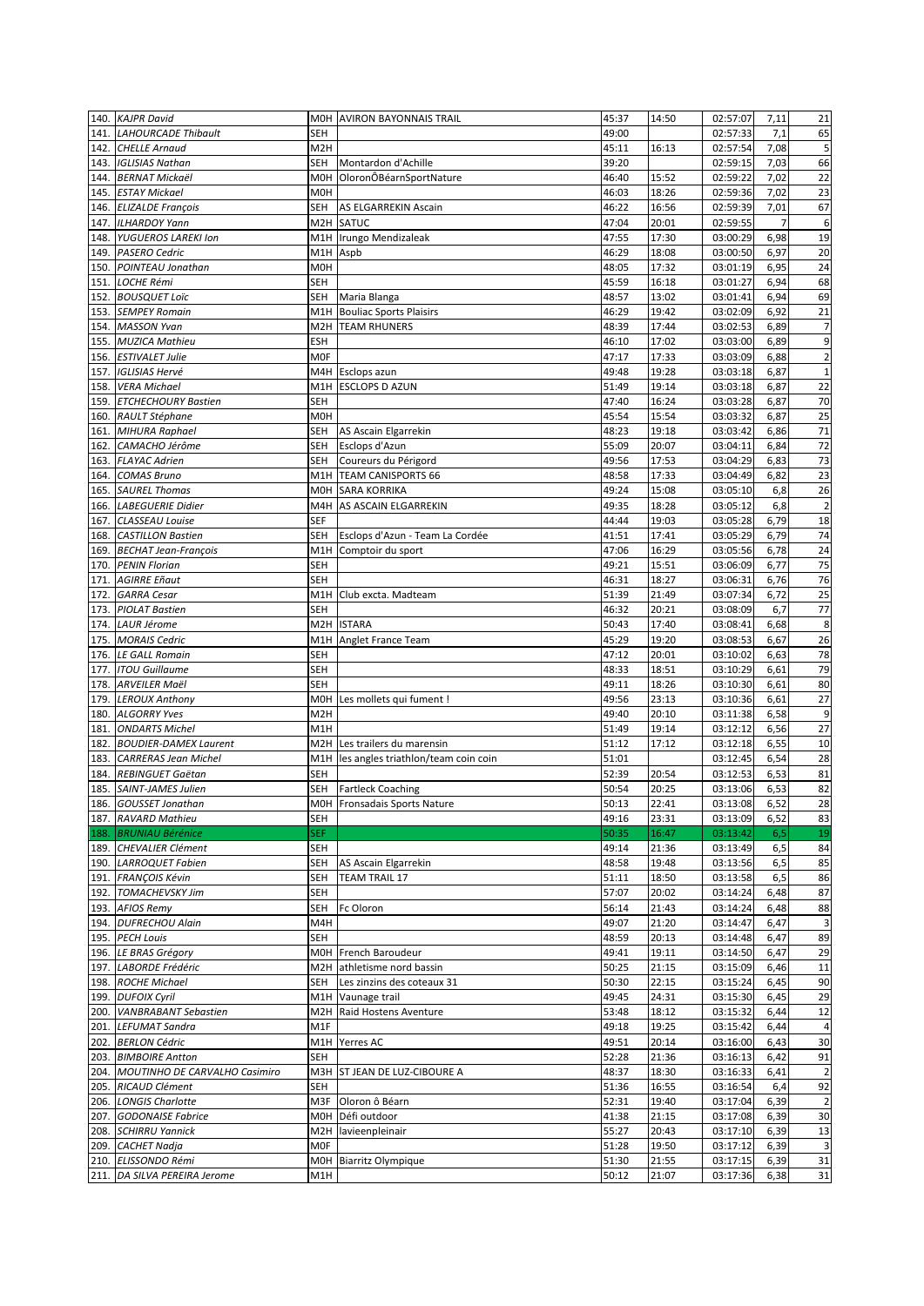| | | | | | | | | |
|---|---|---|---|---|---|---|---|---|
| 140. | KAJPR David | M0H | AVIRON BAYONNAIS TRAIL | 45:37 | 14:50 | 02:57:07 | 7,11 | 21 |
| 141. | LAHOURCADE Thibault | SEH | | 49:00 | | 02:57:33 | 7,1 | 65 |
| 142. | CHELLE Arnaud | M2H | | 45:11 | 16:13 | 02:57:54 | 7,08 | 5 |
| 143. | IGLISIAS Nathan | SEH | Montardon d'Achille | 39:20 | | 02:59:15 | 7,03 | 66 |
| 144. | BERNAT Mickaël | M0H | OloronÔBéarnSportNature | 46:40 | 15:52 | 02:59:22 | 7,02 | 22 |
| 145. | ESTAY Mickael | M0H | | 46:03 | 18:26 | 02:59:36 | 7,02 | 23 |
| 146. | ELIZALDE François | SEH | AS ELGARREKIN Ascain | 46:22 | 16:56 | 02:59:39 | 7,01 | 67 |
| 147. | ILHARDOY Yann | M2H | SATUC | 47:04 | 20:01 | 02:59:55 | 7 | 6 |
| 148. | YUGUEROS LAREKI Ion | M1H | Irungo Mendizaleak | 47:55 | 17:30 | 03:00:29 | 6,98 | 19 |
| 149. | PASERO Cedric | M1H | Aspb | 46:29 | 18:08 | 03:00:50 | 6,97 | 20 |
| 150. | POINTEAU Jonathan | M0H | | 48:05 | 17:32 | 03:01:19 | 6,95 | 24 |
| 151. | LOCHE Rémi | SEH | | 45:59 | 16:18 | 03:01:27 | 6,94 | 68 |
| 152. | BOUSQUET Loïc | SEH | Maria Blanga | 48:57 | 13:02 | 03:01:41 | 6,94 | 69 |
| 153. | SEMPEY Romain | M1H | Bouliac Sports Plaisirs | 46:29 | 19:42 | 03:02:09 | 6,92 | 21 |
| 154. | MASSON Yvan | M2H | TEAM RHUNERS | 48:39 | 17:44 | 03:02:53 | 6,89 | 7 |
| 155. | MUZICA Mathieu | ESH | | 46:10 | 17:02 | 03:03:00 | 6,89 | 9 |
| 156. | ESTIVALET Julie | M0F | | 47:17 | 17:33 | 03:03:09 | 6,88 | 2 |
| 157. | IGLISIAS Hervé | M4H | Esclops azun | 49:48 | 19:28 | 03:03:18 | 6,87 | 1 |
| 158. | VERA Michael | M1H | ESCLOPS D AZUN | 51:49 | 19:14 | 03:03:18 | 6,87 | 22 |
| 159. | ETCHECHOURY Bastien | SEH | | 47:40 | 16:24 | 03:03:28 | 6,87 | 70 |
| 160. | RAULT Stéphane | M0H | | 45:54 | 15:54 | 03:03:32 | 6,87 | 25 |
| 161. | MIHURA Raphael | SEH | AS Ascain Elgarrekin | 48:23 | 19:18 | 03:03:42 | 6,86 | 71 |
| 162. | CAMACHO Jérôme | SEH | Esclops d'Azun | 55:09 | 20:07 | 03:04:11 | 6,84 | 72 |
| 163. | FLAYAC Adrien | SEH | Coureurs du Périgord | 49:56 | 17:53 | 03:04:29 | 6,83 | 73 |
| 164. | COMAS Bruno | M1H | TEAM CANISPORTS 66 | 48:58 | 17:33 | 03:04:49 | 6,82 | 23 |
| 165. | SAUREL Thomas | M0H | SARA KORRIKA | 49:24 | 15:08 | 03:05:10 | 6,8 | 26 |
| 166. | LABEGUERIE Didier | M4H | AS ASCAIN ELGARREKIN | 49:35 | 18:28 | 03:05:12 | 6,8 | 2 |
| 167. | CLASSEAU Louise | SEF | | 44:44 | 19:03 | 03:05:28 | 6,79 | 18 |
| 168. | CASTILLON Bastien | SEH | Esclops d'Azun - Team La Cordée | 41:51 | 17:41 | 03:05:29 | 6,79 | 74 |
| 169. | BECHAT Jean-François | M1H | Comptoir du sport | 47:06 | 16:29 | 03:05:56 | 6,78 | 24 |
| 170. | PENIN Florian | SEH | | 49:21 | 15:51 | 03:06:09 | 6,77 | 75 |
| 171. | AGIRRE Eñaut | SEH | | 46:31 | 18:27 | 03:06:31 | 6,76 | 76 |
| 172. | GARRA Cesar | M1H | Club excta. Madteam | 51:39 | 21:49 | 03:07:34 | 6,72 | 25 |
| 173. | PIOLAT Bastien | SEH | | 46:32 | 20:21 | 03:08:09 | 6,7 | 77 |
| 174. | LAUR Jérome | M2H | ISTARA | 50:43 | 17:40 | 03:08:41 | 6,68 | 8 |
| 175. | MORAIS Cedric | M1H | Anglet France Team | 45:29 | 19:20 | 03:08:53 | 6,67 | 26 |
| 176. | LE GALL Romain | SEH | | 47:12 | 20:01 | 03:10:02 | 6,63 | 78 |
| 177. | ITOU Guillaume | SEH | | 48:33 | 18:51 | 03:10:29 | 6,61 | 79 |
| 178. | ARVEILER Maël | SEH | | 49:11 | 18:26 | 03:10:30 | 6,61 | 80 |
| 179. | LEROUX Anthony | M0H | Les mollets qui fument ! | 49:56 | 23:13 | 03:10:36 | 6,61 | 27 |
| 180. | ALGORRY Yves | M2H | | 49:40 | 20:10 | 03:11:38 | 6,58 | 9 |
| 181. | ONDARTS Michel | M1H | | 51:49 | 19:14 | 03:12:12 | 6,56 | 27 |
| 182. | BOUDIER-DAMEX Laurent | M2H | Les trailers du marensin | 51:12 | 17:12 | 03:12:18 | 6,55 | 10 |
| 183. | CARRERAS Jean Michel | M1H | les angles triathlon/team coin coin | 51:01 | | 03:12:45 | 6,54 | 28 |
| 184. | REBINGUET Gaëtan | SEH | | 52:39 | 20:54 | 03:12:53 | 6,53 | 81 |
| 185. | SAINT-JAMES Julien | SEH | Fartleck Coaching | 50:54 | 20:25 | 03:13:06 | 6,53 | 82 |
| 186. | GOUSSET Jonathan | M0H | Fronsadais Sports Nature | 50:13 | 22:41 | 03:13:08 | 6,52 | 28 |
| 187. | RAVARD Mathieu | SEH | | 49:16 | 23:31 | 03:13:09 | 6,52 | 83 |
| 188. | BRUNIAU Bérénice | SEF | | 50:35 | 16:47 | 03:13:42 | 6,5 | 19 |
| 189. | CHEVALIER Clément | SEH | | 49:14 | 21:36 | 03:13:49 | 6,5 | 84 |
| 190. | LARROQUET Fabien | SEH | AS Ascain Elgarrekin | 48:58 | 19:48 | 03:13:56 | 6,5 | 85 |
| 191. | FRANÇOIS Kévin | SEH | TEAM TRAIL 17 | 51:11 | 18:50 | 03:13:58 | 6,5 | 86 |
| 192. | TOMACHEVSKY Jim | SEH | | 57:07 | 20:02 | 03:14:24 | 6,48 | 87 |
| 193. | AFIOS Remy | SEH | Fc Oloron | 56:14 | 21:43 | 03:14:24 | 6,48 | 88 |
| 194. | DUFRECHOU Alain | M4H | | 49:07 | 21:20 | 03:14:47 | 6,47 | 3 |
| 195. | PECH Louis | SEH | | 48:59 | 20:13 | 03:14:48 | 6,47 | 89 |
| 196. | LE BRAS Grégory | M0H | French Baroudeur | 49:41 | 19:11 | 03:14:50 | 6,47 | 29 |
| 197. | LABORDE Frédéric | M2H | athletisme nord bassin | 50:25 | 21:15 | 03:15:09 | 6,46 | 11 |
| 198. | ROCHE Michael | SEH | Les zinzins des coteaux 31 | 50:30 | 22:15 | 03:15:24 | 6,45 | 90 |
| 199. | DUFOIX Cyril | M1H | Vaunage trail | 49:45 | 24:31 | 03:15:30 | 6,45 | 29 |
| 200. | VANBRABANT Sebastien | M2H | Raid Hostens Aventure | 53:48 | 18:12 | 03:15:32 | 6,44 | 12 |
| 201. | LEFUMAT Sandra | M1F | | 49:18 | 19:25 | 03:15:42 | 6,44 | 4 |
| 202. | BERLON Cédric | M1H | Yerres AC | 49:51 | 20:14 | 03:16:00 | 6,43 | 30 |
| 203. | BIMBOIRE Antton | SEH | | 52:28 | 21:36 | 03:16:13 | 6,42 | 91 |
| 204. | MOUTINHO DE CARVALHO Casimiro | M3H | ST JEAN DE LUZ-CIBOURE A | 48:37 | 18:30 | 03:16:33 | 6,41 | 2 |
| 205. | RICAUD Clément | SEH | | 51:36 | 16:55 | 03:16:54 | 6,4 | 92 |
| 206. | LONGIS Charlotte | M3F | Oloron ô Béarn | 52:31 | 19:40 | 03:17:04 | 6,39 | 2 |
| 207. | GODONAISE Fabrice | M0H | Défi outdoor | 41:38 | 21:15 | 03:17:08 | 6,39 | 30 |
| 208. | SCHIRRU Yannick | M2H | lavieenpleinair | 55:27 | 20:43 | 03:17:10 | 6,39 | 13 |
| 209. | CACHET Nadja | M0F | | 51:28 | 19:50 | 03:17:12 | 6,39 | 3 |
| 210. | ELISSONDO Rémi | M0H | Biarritz Olympique | 51:30 | 21:55 | 03:17:15 | 6,39 | 31 |
| 211. | DA SILVA PEREIRA Jerome | M1H | | 50:12 | 21:07 | 03:17:36 | 6,38 | 31 |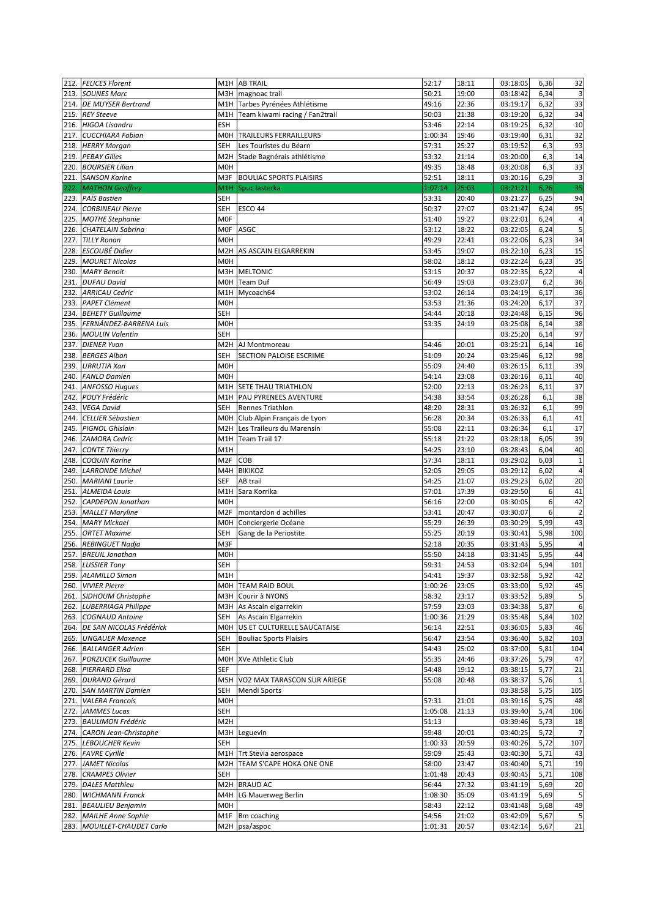| | | | | | | | | |
|---|---|---|---|---|---|---|---|---|
| 212. | *FELICES Florent* | M1H | AB TRAIL | 52:17 | 18:11 | 03:18:05 | 6,36 | 32 |
| 213. | *SOUNES Marc* | M3H | magnoac trail | 50:21 | 19:00 | 03:18:42 | 6,34 | 3 |
| 214. | *DE MUYSER Bertrand* | M1H | Tarbes Pyrénées Athlétisme | 49:16 | 22:36 | 03:19:17 | 6,32 | 33 |
| 215. | *REY Steeve* | M1H | Team kiwami racing / Fan2trail | 50:03 | 21:38 | 03:19:20 | 6,32 | 34 |
| 216. | *HIGOA Lisandru* | ESH | | 53:46 | 22:14 | 03:19:25 | 6,32 | 10 |
| 217. | *CUCCHIARA Fabian* | M0H | TRAILEURS FERRAILLEURS | 1:00:34 | 19:46 | 03:19:40 | 6,31 | 32 |
| 218. | *HERRY Morgan* | SEH | Les Touristes du Béarn | 57:31 | 25:27 | 03:19:52 | 6,3 | 93 |
| 219. | *PEBAY Gilles* | M2H | Stade Bagnérais athlétisme | 53:32 | 21:14 | 03:20:00 | 6,3 | 14 |
| 220. | *BOURSIER Lilian* | M0H | | 49:35 | 18:48 | 03:20:08 | 6,3 | 33 |
| 221. | *SANSON Karine* | M3F | BOULIAC SPORTS PLAISIRS | 52:51 | 18:11 | 03:20:16 | 6,29 | 3 |
| 222. | *MATHON Geoffrey* | M1H | Spuc lasterka | 1:07:14 | 25:03 | 03:21:21 | 6,26 | 35 |
| 223. | *PAÏS Bastien* | SEH | | 53:31 | 20:40 | 03:21:27 | 6,25 | 94 |
| 224. | *CORBINEAU Pierre* | SEH | ESCO 44 | 50:37 | 27:07 | 03:21:47 | 6,24 | 95 |
| 225. | *MOTHE Stephanie* | M0F | | 51:40 | 19:27 | 03:22:01 | 6,24 | 4 |
| 226. | *CHATELAIN Sabrina* | M0F | ASGC | 53:12 | 18:22 | 03:22:05 | 6,24 | 5 |
| 227. | *TILLY Ronan* | M0H | | 49:29 | 22:41 | 03:22:06 | 6,23 | 34 |
| 228. | *ESCOUBÉ Didier* | M2H | AS ASCAIN ELGARREKIN | 53:45 | 19:07 | 03:22:10 | 6,23 | 15 |
| 229. | *MOURET Nicolas* | M0H | | 58:02 | 18:12 | 03:22:24 | 6,23 | 35 |
| 230. | *MARY Benoit* | M3H | MELTONIC | 53:15 | 20:37 | 03:22:35 | 6,22 | 4 |
| 231. | *DUFAU David* | M0H | Team Duf | 56:49 | 19:03 | 03:23:07 | 6,2 | 36 |
| 232. | *ARRICAU Cedric* | M1H | Mycoach64 | 53:02 | 26:14 | 03:24:19 | 6,17 | 36 |
| 233. | *PAPET Clément* | M0H | | 53:53 | 21:36 | 03:24:20 | 6,17 | 37 |
| 234. | *BEHETY Guillaume* | SEH | | 54:44 | 20:18 | 03:24:48 | 6,15 | 96 |
| 235. | *FERNÁNDEZ-BARRENA Luis* | M0H | | 53:35 | 24:19 | 03:25:08 | 6,14 | 38 |
| 236. | *MOULIN Valentin* | SEH | | | | 03:25:20 | 6,14 | 97 |
| 237. | *DIENER Yvan* | M2H | AJ Montmoreau | 54:46 | 20:01 | 03:25:21 | 6,14 | 16 |
| 238. | *BERGES Alban* | SEH | SECTION PALOISE ESCRIME | 51:09 | 20:24 | 03:25:46 | 6,12 | 98 |
| 239. | *URRUTIA Xan* | M0H | | 55:09 | 24:40 | 03:26:15 | 6,11 | 39 |
| 240. | *FANLO Damien* | M0H | | 54:14 | 23:08 | 03:26:16 | 6,11 | 40 |
| 241. | *ANFOSSO Hugues* | M1H | SETE THAU TRIATHLON | 52:00 | 22:13 | 03:26:23 | 6,11 | 37 |
| 242. | *POUY Frédéric* | M1H | PAU PYRENEES AVENTURE | 54:38 | 33:54 | 03:26:28 | 6,1 | 38 |
| 243. | *VEGA David* | SEH | Rennes Triathlon | 48:20 | 28:31 | 03:26:32 | 6,1 | 99 |
| 244. | *CELLIER Sébastien* | M0H | Club Alpin Français de Lyon | 56:28 | 20:34 | 03:26:33 | 6,1 | 41 |
| 245. | *PIGNOL Ghislain* | M2H | Les Traileurs du Marensin | 55:08 | 22:11 | 03:26:34 | 6,1 | 17 |
| 246. | *ZAMORA Cedric* | M1H | Team Trail 17 | 55:18 | 21:22 | 03:28:18 | 6,05 | 39 |
| 247. | *CONTE Thierry* | M1H | | 54:25 | 23:10 | 03:28:43 | 6,04 | 40 |
| 248. | *COQUIN Karine* | M2F | COB | 57:34 | 18:11 | 03:29:02 | 6,03 | 1 |
| 249. | *LARRONDE Michel* | M4H | BIKIKOZ | 52:05 | 29:05 | 03:29:12 | 6,02 | 4 |
| 250. | *MARIANI Laurie* | SEF | AB trail | 54:25 | 21:07 | 03:29:23 | 6,02 | 20 |
| 251. | *ALMEIDA Louis* | M1H | Sara Korrika | 57:01 | 17:39 | 03:29:50 | 6 | 41 |
| 252. | *CAPDEPON Jonathan* | M0H | | 56:16 | 22:00 | 03:30:05 | 6 | 42 |
| 253. | *MALLET Maryline* | M2F | montardon d achilles | 53:41 | 20:47 | 03:30:07 | 6 | 2 |
| 254. | *MARY Mickael* | M0H | Conciergerie Océane | 55:29 | 26:39 | 03:30:29 | 5,99 | 43 |
| 255. | *ORTET Maxime* | SEH | Gang de la Periostite | 55:25 | 20:19 | 03:30:41 | 5,98 | 100 |
| 256. | *REBINGUET Nadja* | M3F | | 52:18 | 20:35 | 03:31:43 | 5,95 | 4 |
| 257. | *BREUIL Jonathan* | M0H | | 55:50 | 24:18 | 03:31:45 | 5,95 | 44 |
| 258. | *LUSSIER Tony* | SEH | | 59:31 | 24:53 | 03:32:04 | 5,94 | 101 |
| 259. | *ALAMILLO Simon* | M1H | | 54:41 | 19:37 | 03:32:58 | 5,92 | 42 |
| 260. | *VIVIER Pierre* | M0H | TEAM RAID BOUL | 1:00:26 | 23:05 | 03:33:00 | 5,92 | 45 |
| 261. | *SIDHOUM Christophe* | M3H | Courir à NYONS | 58:32 | 23:17 | 03:33:52 | 5,89 | 5 |
| 262. | *LUBERRIAGA Philippe* | M3H | As Ascain elgarrekin | 57:59 | 23:03 | 03:34:38 | 5,87 | 6 |
| 263. | *COGNAUD Antoine* | SEH | As Ascain Elgarrekin | 1:00:36 | 21:29 | 03:35:48 | 5,84 | 102 |
| 264. | *DE SAN NICOLAS Frédérick* | M0H | US ET CULTURELLE SAUCATAISE | 56:14 | 22:51 | 03:36:05 | 5,83 | 46 |
| 265. | *UNGAUER Maxence* | SEH | Bouliac Sports Plaisirs | 56:47 | 23:54 | 03:36:40 | 5,82 | 103 |
| 266. | *BALLANGER Adrien* | SEH | | 54:43 | 25:02 | 03:37:00 | 5,81 | 104 |
| 267. | *PORZUCEK Guillaume* | M0H | XVe Athletic Club | 55:35 | 24:46 | 03:37:26 | 5,79 | 47 |
| 268. | *PIERRARD Elisa* | SEF | | 54:48 | 19:12 | 03:38:15 | 5,77 | 21 |
| 269. | *DURAND Gérard* | M5H | VO2 MAX TARASCON SUR ARIEGE | 55:08 | 20:48 | 03:38:37 | 5,76 | 1 |
| 270. | *SAN MARTIN Damien* | SEH | Mendi Sports | | | 03:38:58 | 5,75 | 105 |
| 271. | *VALERA Francois* | M0H | | 57:31 | 21:01 | 03:39:16 | 5,75 | 48 |
| 272. | *JAMMES Lucas* | SEH | | 1:05:08 | 21:13 | 03:39:40 | 5,74 | 106 |
| 273. | *BAULIMON Frédéric* | M2H | | 51:13 | | 03:39:46 | 5,73 | 18 |
| 274. | *CARON Jean-Christophe* | M3H | Leguevin | 59:48 | 20:01 | 03:40:25 | 5,72 | 7 |
| 275. | *LEBOUCHER Kevin* | SEH | | 1:00:33 | 20:59 | 03:40:26 | 5,72 | 107 |
| 276. | *FAVRE Cyrille* | M1H | Trt Stevia aerospace | 59:09 | 25:43 | 03:40:30 | 5,71 | 43 |
| 277. | *JAMET Nicolas* | M2H | TEAM S'CAPE HOKA ONE ONE | 58:00 | 23:47 | 03:40:40 | 5,71 | 19 |
| 278. | *CRAMPES Olivier* | SEH | | 1:01:48 | 20:43 | 03:40:45 | 5,71 | 108 |
| 279. | *DALES Matthieu* | M2H | BRAUD AC | 56:44 | 27:32 | 03:41:19 | 5,69 | 20 |
| 280. | *WICHMANN Franck* | M4H | LG Mauerweg Berlin | 1:08:30 | 35:09 | 03:41:19 | 5,69 | 5 |
| 281. | *BEAULIEU Benjamin* | M0H | | 58:43 | 22:12 | 03:41:48 | 5,68 | 49 |
| 282. | *MAILHE Anne Sophie* | M1F | Bm coaching | 54:56 | 21:02 | 03:42:09 | 5,67 | 5 |
| 283. | *MOUILLET-CHAUDET Carlo* | M2H | psa/aspoc | 1:01:31 | 20:57 | 03:42:14 | 5,67 | 21 |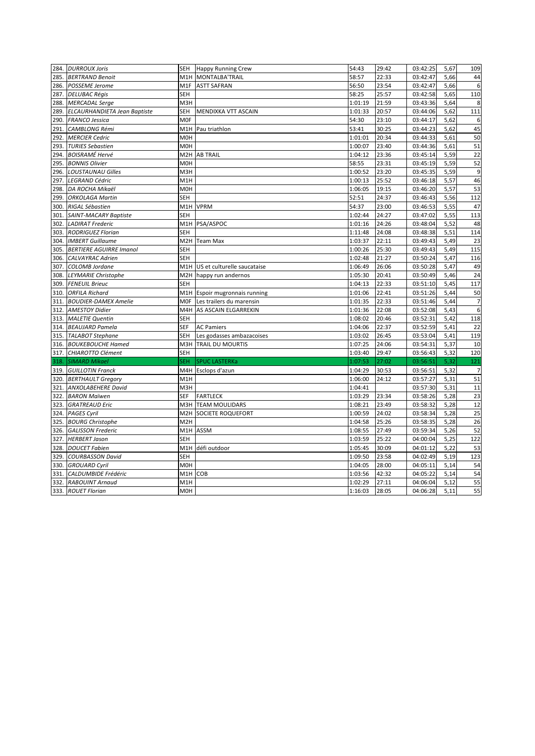| | | | | | | | | |
|---|---|---|---|---|---|---|---|---|
| 284. | DURROUX Joris | SEH | Happy Running Crew | 54:43 | 29:42 | 03:42:25 | 5,67 | 109 |
| 285. | BERTRAND Benoit | M1H | MONTALBA'TRAIL | 58:57 | 22:33 | 03:42:47 | 5,66 | 44 |
| 286. | POSSEME Jerome | M1F | ASTT SAFRAN | 56:50 | 23:54 | 03:42:47 | 5,66 | 6 |
| 287. | DELUBAC Régis | SEH | | 58:25 | 25:57 | 03:42:58 | 5,65 | 110 |
| 288. | MERCADAL Serge | M3H | | 1:01:19 | 21:59 | 03:43:36 | 5,64 | 8 |
| 289. | ELCAURHANDIETA Jean Baptiste | SEH | MENDIXKA VTT ASCAIN | 1:01:33 | 20:57 | 03:44:06 | 5,62 | 111 |
| 290. | FRANCO Jessica | M0F | | 54:30 | 23:10 | 03:44:17 | 5,62 | 6 |
| 291. | CAMBLONG Rémi | M1H | Pau triathlon | 53:41 | 30:25 | 03:44:23 | 5,62 | 45 |
| 292. | MERCIER Cedric | M0H | | 1:01:01 | 20:34 | 03:44:33 | 5,61 | 50 |
| 293. | TURIES Sebastien | M0H | | 1:00:07 | 23:40 | 03:44:36 | 5,61 | 51 |
| 294. | BOISRAMÉ Hervé | M2H | AB TRAIL | 1:04:12 | 23:36 | 03:45:14 | 5,59 | 22 |
| 295. | BONNIS Olivier | M0H | | 58:55 | 23:31 | 03:45:19 | 5,59 | 52 |
| 296. | LOUSTAUNAU Gilles | M3H | | 1:00:52 | 23:20 | 03:45:35 | 5,59 | 9 |
| 297. | LEGRAND Cédric | M1H | | 1:00:13 | 25:52 | 03:46:18 | 5,57 | 46 |
| 298. | DA ROCHA Mikaël | M0H | | 1:06:05 | 19:15 | 03:46:20 | 5,57 | 53 |
| 299. | ORKOLAGA Martin | SEH | | 52:51 | 24:37 | 03:46:43 | 5,56 | 112 |
| 300. | RIGAL Sébastien | M1H | VPRM | 54:37 | 23:00 | 03:46:53 | 5,55 | 47 |
| 301. | SAINT-MACARY Baptiste | SEH | | 1:02:44 | 24:27 | 03:47:02 | 5,55 | 113 |
| 302. | LADIRAT Frederic | M1H | PSA/ASPOC | 1:01:16 | 24:26 | 03:48:04 | 5,52 | 48 |
| 303. | RODRIGUEZ Florian | SEH | | 1:11:48 | 24:08 | 03:48:38 | 5,51 | 114 |
| 304. | IMBERT Guillaume | M2H | Team Max | 1:03:37 | 22:11 | 03:49:43 | 5,49 | 23 |
| 305. | BERTIERE AGUIRRE Imanol | SEH | | 1:00:26 | 25:30 | 03:49:43 | 5,49 | 115 |
| 306. | CALVAYRAC Adrien | SEH | | 1:02:48 | 21:27 | 03:50:24 | 5,47 | 116 |
| 307. | COLOMB Jordane | M1H | US et culturelle saucataise | 1:06:49 | 26:06 | 03:50:28 | 5,47 | 49 |
| 308. | LEYMARIE Christophe | M2H | happy run andernos | 1:05:30 | 20:41 | 03:50:49 | 5,46 | 24 |
| 309. | FENEUIL Brieuc | SEH | | 1:04:13 | 22:33 | 03:51:10 | 5,45 | 117 |
| 310. | ORFILA Richard | M1H | Espoir mugronnais running | 1:01:06 | 22:41 | 03:51:26 | 5,44 | 50 |
| 311. | BOUDIER-DAMEX Amelie | M0F | Les trailers du marensin | 1:01:35 | 22:33 | 03:51:46 | 5,44 | 7 |
| 312. | AMESTOY Didier | M4H | AS ASCAIN ELGARREKIN | 1:01:36 | 22:08 | 03:52:08 | 5,43 | 6 |
| 313. | MALETIE Quentin | SEH | | 1:08:02 | 20:46 | 03:52:31 | 5,42 | 118 |
| 314. | BEAUJARD Pamela | SEF | AC Pamiers | 1:04:06 | 22:37 | 03:52:59 | 5,41 | 22 |
| 315. | TALABOT Stephane | SEH | Les godasses ambazacoises | 1:03:02 | 26:45 | 03:53:04 | 5,41 | 119 |
| 316. | BOUKEBOUCHE Hamed | M3H | TRAIL DU MOURTIS | 1:07:25 | 24:06 | 03:54:31 | 5,37 | 10 |
| 317. | CHIAROTTO Clément | SEH | | 1:03:40 | 29:47 | 03:56:43 | 5,32 | 120 |
| 318. | SIMARD Mikael | SEH | SPUC LASTERKa | 1:07:53 | 27:02 | 03:56:51 | 5,32 | 121 |
| 319. | GUILLOTIN Franck | M4H | Esclops d'azun | 1:04:29 | 30:53 | 03:56:51 | 5,32 | 7 |
| 320. | BERTHAULT Gregory | M1H | | 1:06:00 | 24:12 | 03:57:27 | 5,31 | 51 |
| 321. | ANXOLABEHERE David | M3H | | 1:04:41 | | 03:57:30 | 5,31 | 11 |
| 322. | BARON Maïwen | SEF | FARTLECK | 1:03:29 | 23:34 | 03:58:26 | 5,28 | 23 |
| 323. | GRATREAUD Eric | M3H | TEAM MOULIDARS | 1:08:21 | 23:49 | 03:58:32 | 5,28 | 12 |
| 324. | PAGES Cyril | M2H | SOCIETE ROQUEFORT | 1:00:59 | 24:02 | 03:58:34 | 5,28 | 25 |
| 325. | BOURG Christophe | M2H | | 1:04:58 | 25:26 | 03:58:35 | 5,28 | 26 |
| 326. | GALISSON Frederic | M1H | ASSM | 1:08:55 | 27:49 | 03:59:34 | 5,26 | 52 |
| 327. | HERBERT Jason | SEH | | 1:03:59 | 25:22 | 04:00:04 | 5,25 | 122 |
| 328. | DOUCET Fabien | M1H | défi outdoor | 1:05:45 | 30:09 | 04:01:12 | 5,22 | 53 |
| 329. | COURBASSON David | SEH | | 1:09:50 | 23:58 | 04:02:49 | 5,19 | 123 |
| 330. | GROUARD Cyril | M0H | | 1:04:05 | 28:00 | 04:05:11 | 5,14 | 54 |
| 331. | CALDUMBIDE Frédéric | M1H | COB | 1:03:56 | 42:32 | 04:05:22 | 5,14 | 54 |
| 332. | RABOUINT Arnaud | M1H | | 1:02:29 | 27:11 | 04:06:04 | 5,12 | 55 |
| 333. | ROUET Florian | M0H | | 1:16:03 | 28:05 | 04:06:28 | 5,11 | 55 |